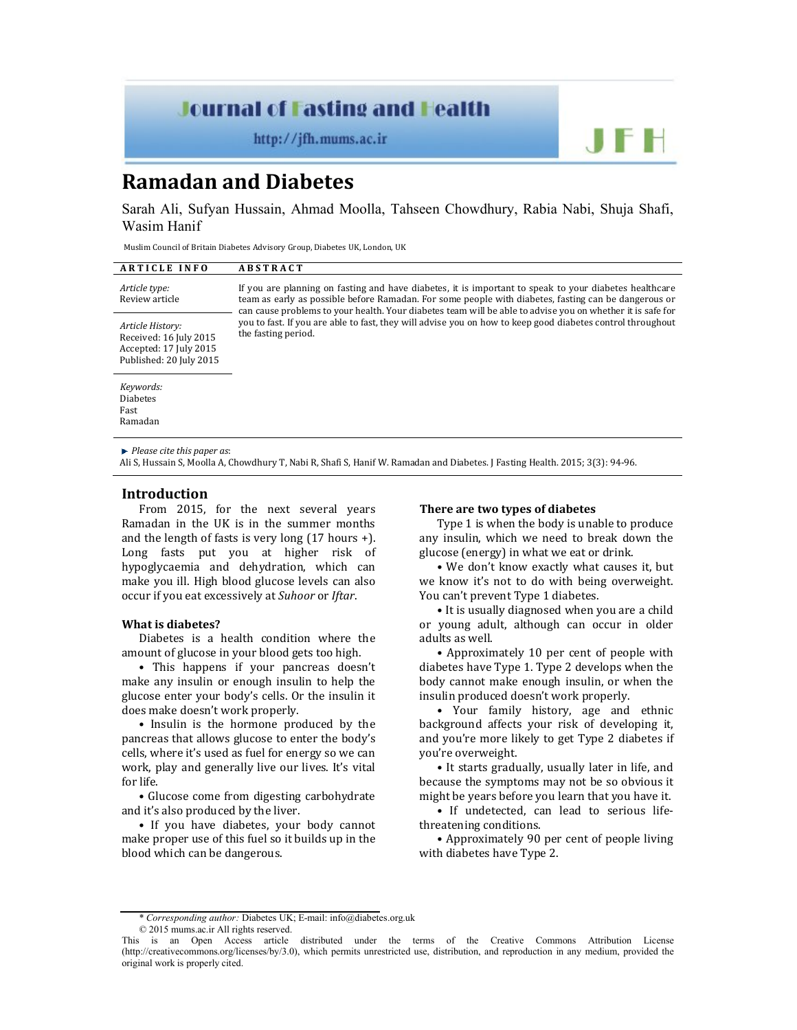# Ramadan and Diabetes

Sarah Ali, Sufyan Hussain, Ahmad Moolla, Tahseen Chowdhury, Rabia Nabi, Shuja Shafi, Wasim Hanif

Muslim Council of Britain Diabetes Advisory Group, Diabetes UK, London, UK

**ARTICLE INFO**

*Article type:*
Review article

*Article History:*
Received: 16 July 2015
Accepted: 17 July 2015
Published: 20 July 2015

*Keywords:*
Diabetes
Fast
Ramadan

**ABSTRACT**

If you are planning on fasting and have diabetes, it is important to speak to your diabetes healthcare team as early as possible before Ramadan. For some people with diabetes, fasting can be dangerous or can cause problems to your health. Your diabetes team will be able to advise you on whether it is safe for you to fast. If you are able to fast, they will advise you on how to keep good diabetes control throughout the fasting period.

► *Please cite this paper as*:
Ali S, Hussain S, Moolla A, Chowdhury T, Nabi R, Shafi S, Hanif W. Ramadan and Diabetes. J Fasting Health. 2015; 3(3): 94-96.

## Introduction

From 2015, for the next several years Ramadan in the UK is in the summer months and the length of fasts is very long (17 hours +). Long fasts put you at higher risk of hypoglycaemia and dehydration, which can make you ill. High blood glucose levels can also occur if you eat excessively at *Suhoor* or *Iftar*.

### What is diabetes?

Diabetes is a health condition where the amount of glucose in your blood gets too high.

- This happens if your pancreas doesn't make any insulin or enough insulin to help the glucose enter your body's cells. Or the insulin it does make doesn't work properly.
- Insulin is the hormone produced by the pancreas that allows glucose to enter the body's cells, where it's used as fuel for energy so we can work, play and generally live our lives. It's vital for life.
- Glucose come from digesting carbohydrate and it's also produced by the liver.
- If you have diabetes, your body cannot make proper use of this fuel so it builds up in the blood which can be dangerous.

### There are two types of diabetes

Type 1 is when the body is unable to produce any insulin, which we need to break down the glucose (energy) in what we eat or drink.

- We don't know exactly what causes it, but we know it's not to do with being overweight. You can't prevent Type 1 diabetes.
- It is usually diagnosed when you are a child or young adult, although can occur in older adults as well.
- Approximately 10 per cent of people with diabetes have Type 1. Type 2 develops when the body cannot make enough insulin, or when the insulin produced doesn't work properly.
- Your family history, age and ethnic background affects your risk of developing it, and you're more likely to get Type 2 diabetes if you're overweight.
- It starts gradually, usually later in life, and because the symptoms may not be so obvious it might be years before you learn that you have it.
- If undetected, can lead to serious life-threatening conditions.
- Approximately 90 per cent of people living with diabetes have Type 2.

\* *Corresponding author:* Diabetes UK; E-mail: info@diabetes.org.uk

© 2015 mums.ac.ir All rights reserved.

This is an Open Access article distributed under the terms of the Creative Commons Attribution License (http://creativecommons.org/licenses/by/3.0), which permits unrestricted use, distribution, and reproduction in any medium, provided the original work is properly cited.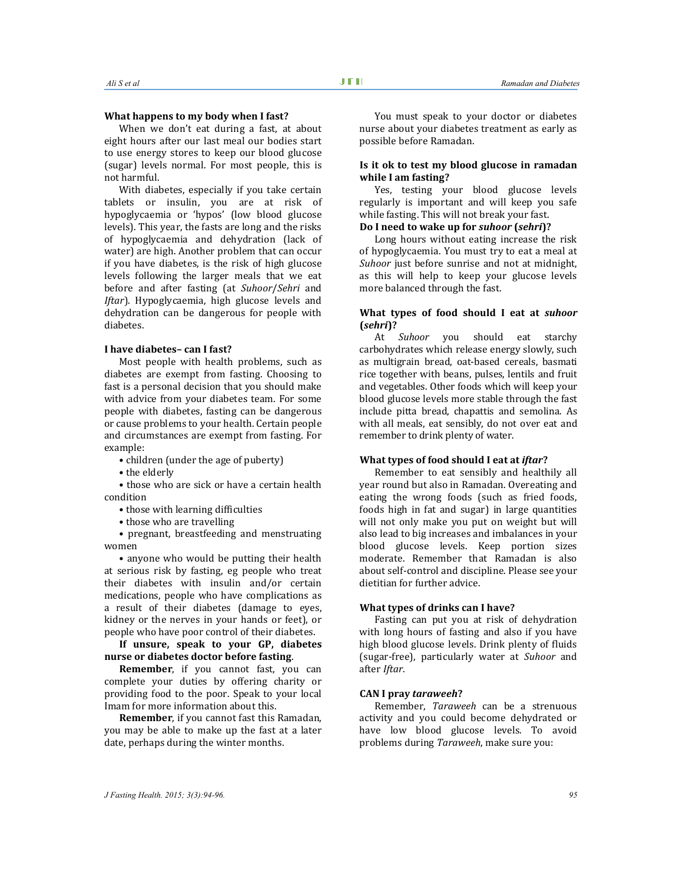### What happens to my body when I fast?

When we don't eat during a fast, at about eight hours after our last meal our bodies start to use energy stores to keep our blood glucose (sugar) levels normal. For most people, this is not harmful.

With diabetes, especially if you take certain tablets or insulin, you are at risk of hypoglycaemia or 'hypos' (low blood glucose levels). This year, the fasts are long and the risks of hypoglycaemia and dehydration (lack of water) are high. Another problem that can occur if you have diabetes, is the risk of high glucose levels following the larger meals that we eat before and after fasting (at *Suhoor*/*Sehri* and *Iftar*). Hypoglycaemia, high glucose levels and dehydration can be dangerous for people with diabetes.

### I have diabetes– can I fast?

Most people with health problems, such as diabetes are exempt from fasting. Choosing to fast is a personal decision that you should make with advice from your diabetes team. For some people with diabetes, fasting can be dangerous or cause problems to your health. Certain people and circumstances are exempt from fasting. For example:

- children (under the age of puberty)
- the elderly
- those who are sick or have a certain health condition
- those with learning difficulties
- those who are travelling
- pregnant, breastfeeding and menstruating women
- anyone who would be putting their health at serious risk by fasting, eg people who treat their diabetes with insulin and/or certain medications, people who have complications as a result of their diabetes (damage to eyes, kidney or the nerves in your hands or feet), or people who have poor control of their diabetes.

**If unsure, speak to your GP, diabetes nurse or diabetes doctor before fasting**.

**Remember**, if you cannot fast, you can complete your duties by offering charity or providing food to the poor. Speak to your local Imam for more information about this.

**Remember**, if you cannot fast this Ramadan, you may be able to make up the fast at a later date, perhaps during the winter months.

You must speak to your doctor or diabetes nurse about your diabetes treatment as early as possible before Ramadan.

### Is it ok to test my blood glucose in ramadan while I am fasting?

Yes, testing your blood glucose levels regularly is important and will keep you safe while fasting. This will not break your fast.

### Do I need to wake up for *suhoor* (*sehri*)?

Long hours without eating increase the risk of hypoglycaemia. You must try to eat a meal at *Suhoor* just before sunrise and not at midnight, as this will help to keep your glucose levels more balanced through the fast.

### What types of food should I eat at *suhoor* (*sehri*)?

At *Suhoor* you should eat starchy carbohydrates which release energy slowly, such as multigrain bread, oat-based cereals, basmati rice together with beans, pulses, lentils and fruit and vegetables. Other foods which will keep your blood glucose levels more stable through the fast include pitta bread, chapattis and semolina. As with all meals, eat sensibly, do not over eat and remember to drink plenty of water.

### What types of food should I eat at *iftar*?

Remember to eat sensibly and healthily all year round but also in Ramadan. Overeating and eating the wrong foods (such as fried foods, foods high in fat and sugar) in large quantities will not only make you put on weight but will also lead to big increases and imbalances in your blood glucose levels. Keep portion sizes moderate. Remember that Ramadan is also about self-control and discipline. Please see your dietitian for further advice.

### What types of drinks can I have?

Fasting can put you at risk of dehydration with long hours of fasting and also if you have high blood glucose levels. Drink plenty of fluids (sugar-free), particularly water at *Suhoor* and after *Iftar*.

### CAN I pray *taraweeh*?

Remember, *Taraweeh* can be a strenuous activity and you could become dehydrated or have low blood glucose levels. To avoid problems during *Taraweeh*, make sure you: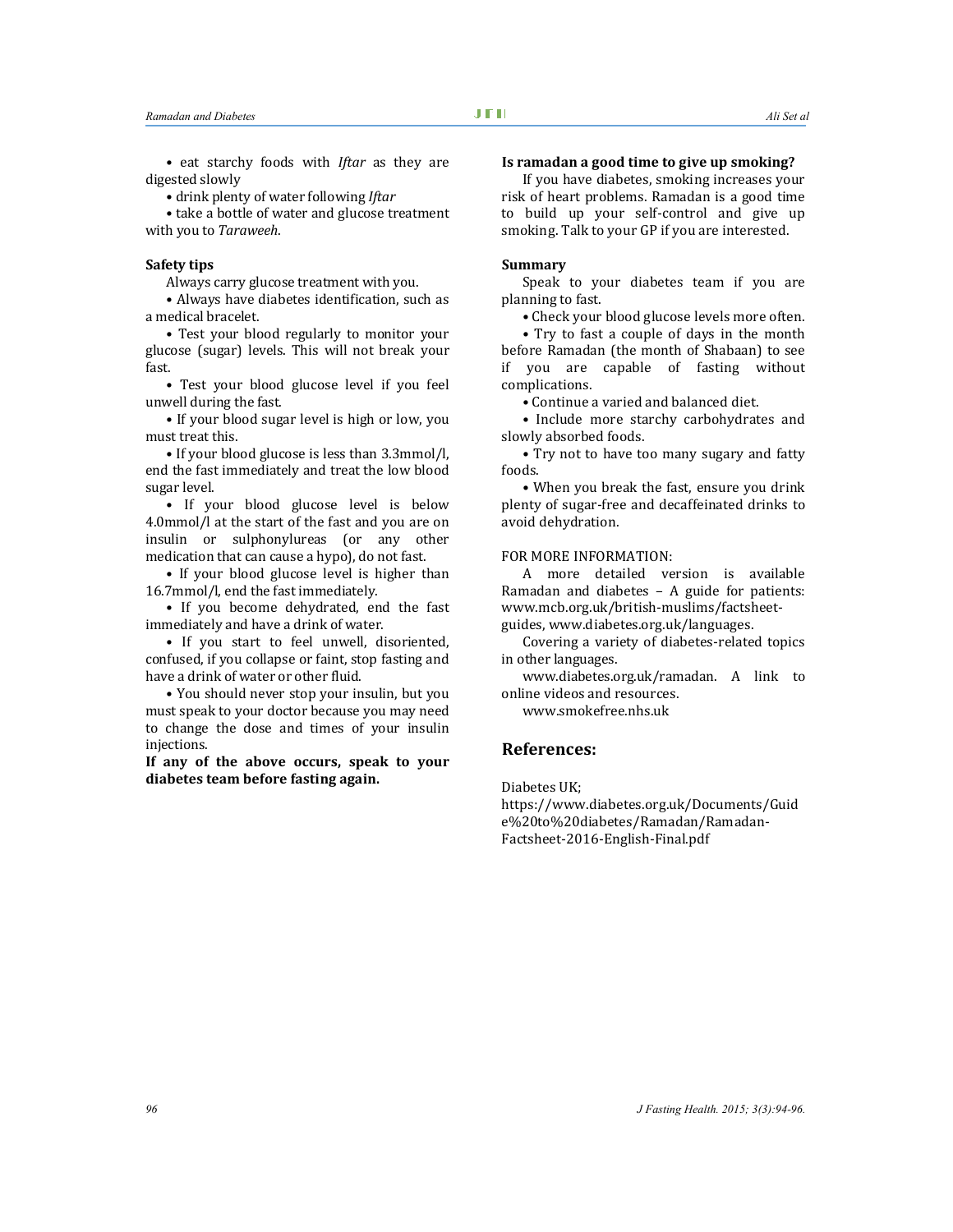• eat starchy foods with *Iftar* as they are digested slowly

• drink plenty of water following *Iftar*

• take a bottle of water and glucose treatment with you to *Taraweeh*.

**Safety tips**

Always carry glucose treatment with you.

• Always have diabetes identification, such as a medical bracelet.

• Test your blood regularly to monitor your glucose (sugar) levels. This will not break your fast.

• Test your blood glucose level if you feel unwell during the fast.

• If your blood sugar level is high or low, you must treat this.

• If your blood glucose is less than 3.3mmol/l, end the fast immediately and treat the low blood sugar level.

• If your blood glucose level is below 4.0mmol/l at the start of the fast and you are on insulin or sulphonylureas (or any other medication that can cause a hypo), do not fast.

• If your blood glucose level is higher than 16.7mmol/l, end the fast immediately.

• If you become dehydrated, end the fast immediately and have a drink of water.

• If you start to feel unwell, disoriented, confused, if you collapse or faint, stop fasting and have a drink of water or other fluid.

• You should never stop your insulin, but you must speak to your doctor because you may need to change the dose and times of your insulin injections.

**If any of the above occurs, speak to your diabetes team before fasting again.**

**Is ramadan a good time to give up smoking?**

If you have diabetes, smoking increases your risk of heart problems. Ramadan is a good time to build up your self-control and give up smoking. Talk to your GP if you are interested.

**Summary**

Speak to your diabetes team if you are planning to fast.

• Check your blood glucose levels more often.

• Try to fast a couple of days in the month before Ramadan (the month of Shabaan) to see if you are capable of fasting without complications.

• Continue a varied and balanced diet.

• Include more starchy carbohydrates and slowly absorbed foods.

• Try not to have too many sugary and fatty foods.

• When you break the fast, ensure you drink plenty of sugar-free and decaffeinated drinks to avoid dehydration.

FOR MORE INFORMATION:

A more detailed version is available Ramadan and diabetes – A guide for patients: www.mcb.org.uk/british-muslims/factsheet-guides, www.diabetes.org.uk/languages.

Covering a variety of diabetes-related topics in other languages.

www.diabetes.org.uk/ramadan. A link to online videos and resources.

www.smokefree.nhs.uk

## References:

Diabetes UK;
https://www.diabetes.org.uk/Documents/Guide%20to%20diabetes/Ramadan/Ramadan-Factsheet-2016-English-Final.pdf